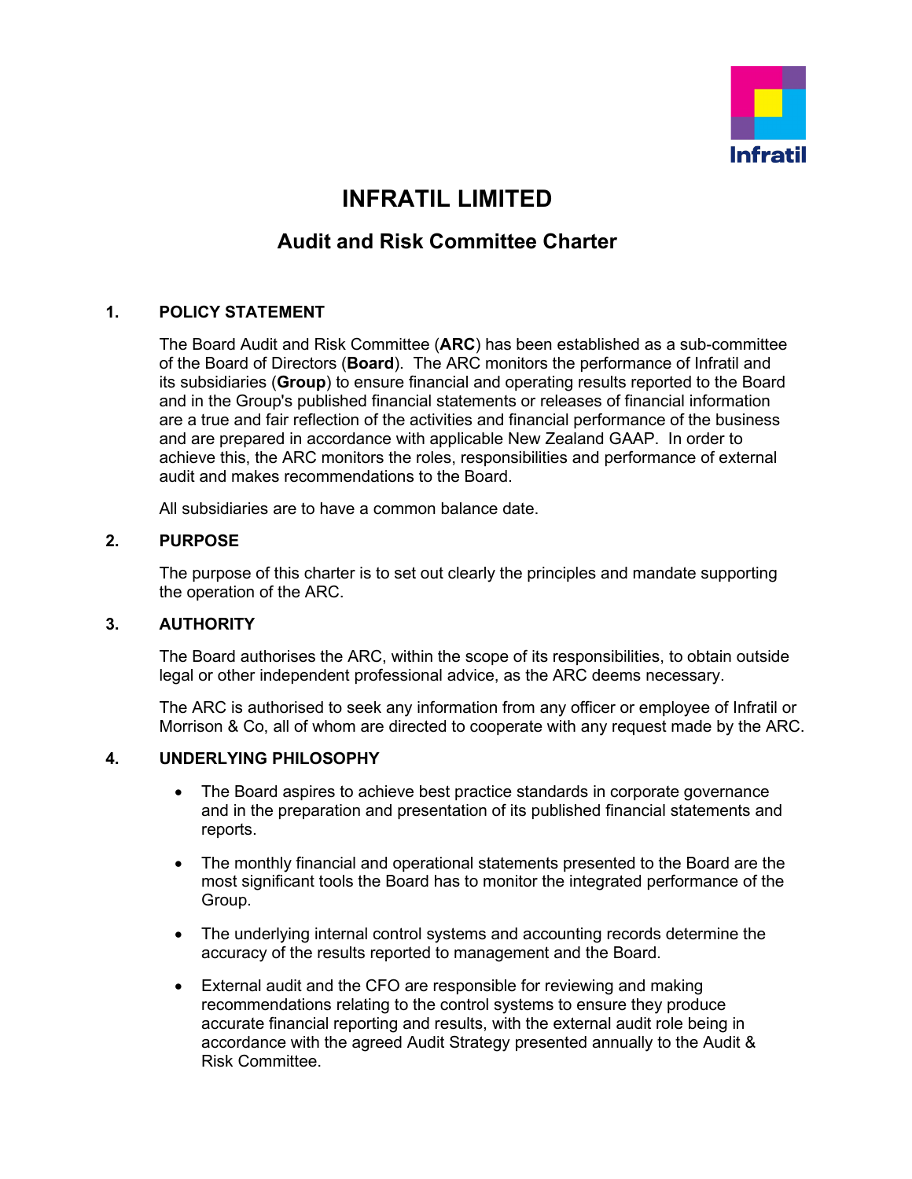Infratil

# INFRATIL LIMITED

## Audit and Risk Committee Charter

### 1. POLICY STATEMENT

The Board Audit and Risk Committee (**ARC**) has been established as a sub-committee of the Board of Directors (**Board**). The ARC monitors the performance of Infratil and its subsidiaries (**Group**) to ensure financial and operating results reported to the Board and in the Group's published financial statements or releases of financial information are a true and fair reflection of the activities and financial performance of the business and are prepared in accordance with applicable New Zealand GAAP. In order to achieve this, the ARC monitors the roles, responsibilities and performance of external audit and makes recommendations to the Board.

All subsidiaries are to have a common balance date.

### 2. PURPOSE

The purpose of this charter is to set out clearly the principles and mandate supporting the operation of the ARC.

### 3. AUTHORITY

The Board authorises the ARC, within the scope of its responsibilities, to obtain outside legal or other independent professional advice, as the ARC deems necessary.

The ARC is authorised to seek any information from any officer or employee of Infratil or Morrison & Co, all of whom are directed to cooperate with any request made by the ARC.

### 4. UNDERLYING PHILOSOPHY

- The Board aspires to achieve best practice standards in corporate governance and in the preparation and presentation of its published financial statements and reports.
- The monthly financial and operational statements presented to the Board are the most significant tools the Board has to monitor the integrated performance of the Group.
- The underlying internal control systems and accounting records determine the accuracy of the results reported to management and the Board.
- External audit and the CFO are responsible for reviewing and making recommendations relating to the control systems to ensure they produce accurate financial reporting and results, with the external audit role being in accordance with the agreed Audit Strategy presented annually to the Audit & Risk Committee.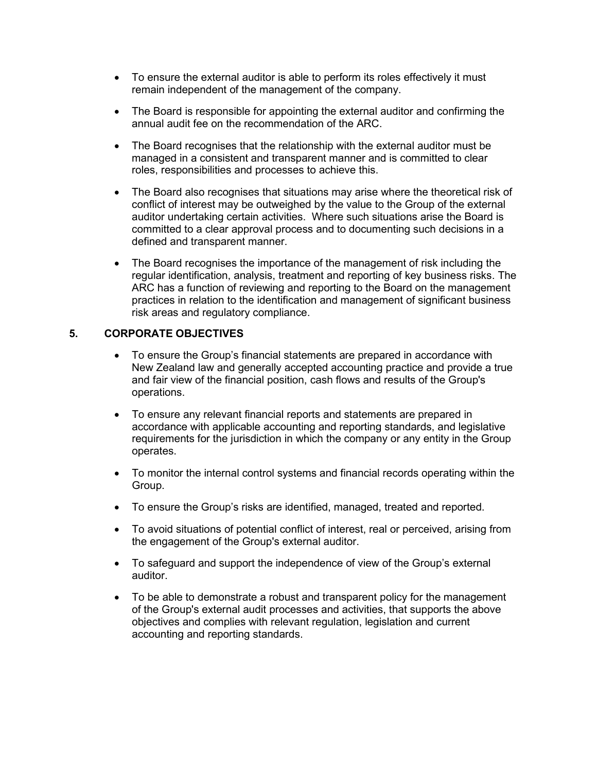- To ensure the external auditor is able to perform its roles effectively it must remain independent of the management of the company.

- The Board is responsible for appointing the external auditor and confirming the annual audit fee on the recommendation of the ARC.

- The Board recognises that the relationship with the external auditor must be managed in a consistent and transparent manner and is committed to clear roles, responsibilities and processes to achieve this.

- The Board also recognises that situations may arise where the theoretical risk of conflict of interest may be outweighed by the value to the Group of the external auditor undertaking certain activities. Where such situations arise the Board is committed to a clear approval process and to documenting such decisions in a defined and transparent manner.

- The Board recognises the importance of the management of risk including the regular identification, analysis, treatment and reporting of key business risks. The ARC has a function of reviewing and reporting to the Board on the management practices in relation to the identification and management of significant business risk areas and regulatory compliance.

## 5. CORPORATE OBJECTIVES

- To ensure the Group's financial statements are prepared in accordance with New Zealand law and generally accepted accounting practice and provide a true and fair view of the financial position, cash flows and results of the Group's operations.

- To ensure any relevant financial reports and statements are prepared in accordance with applicable accounting and reporting standards, and legislative requirements for the jurisdiction in which the company or any entity in the Group operates.

- To monitor the internal control systems and financial records operating within the Group.

- To ensure the Group's risks are identified, managed, treated and reported.

- To avoid situations of potential conflict of interest, real or perceived, arising from the engagement of the Group's external auditor.

- To safeguard and support the independence of view of the Group's external auditor.

- To be able to demonstrate a robust and transparent policy for the management of the Group's external audit processes and activities, that supports the above objectives and complies with relevant regulation, legislation and current accounting and reporting standards.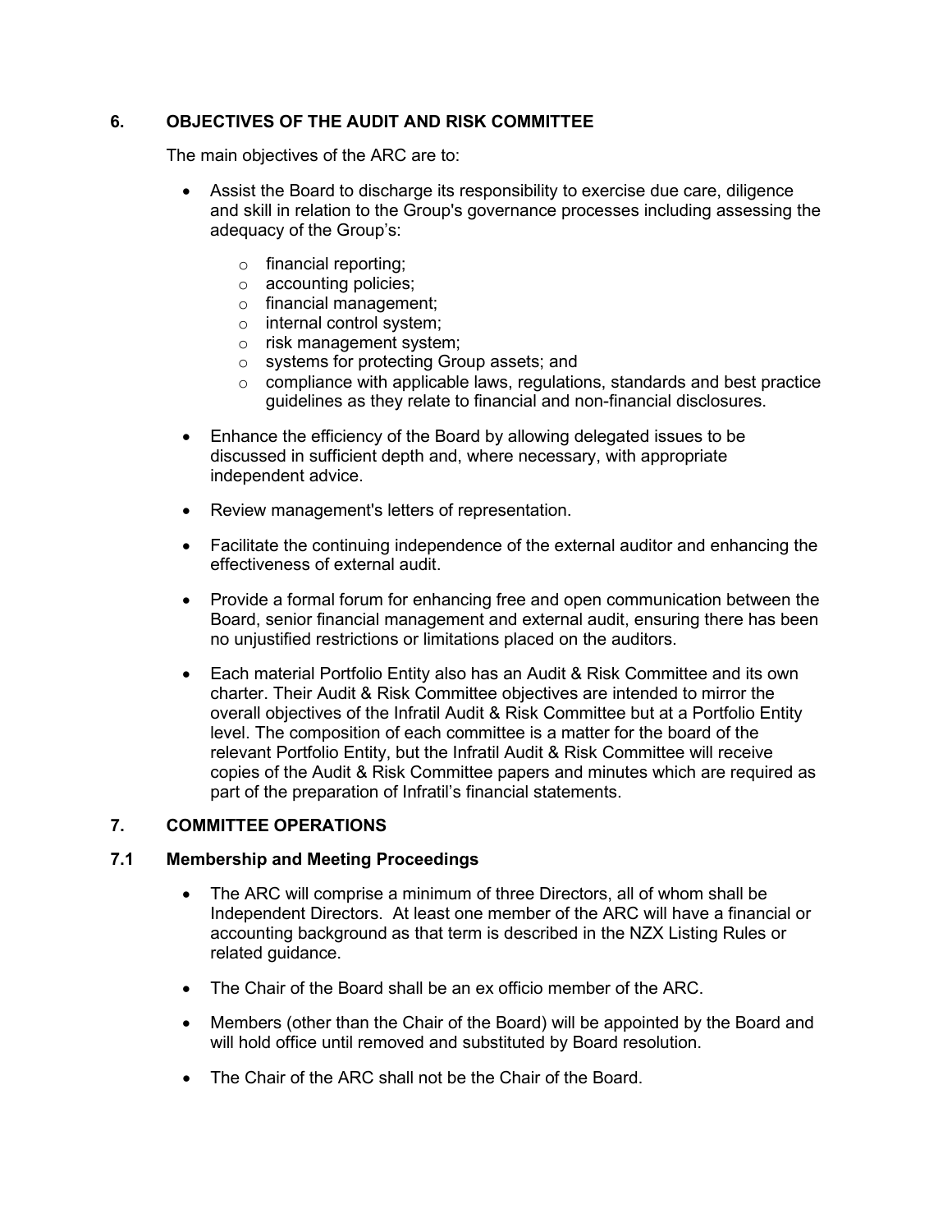## 6. OBJECTIVES OF THE AUDIT AND RISK COMMITTEE

The main objectives of the ARC are to:

- Assist the Board to discharge its responsibility to exercise due care, diligence and skill in relation to the Group's governance processes including assessing the adequacy of the Group's:
  - financial reporting;
  - accounting policies;
  - financial management;
  - internal control system;
  - risk management system;
  - systems for protecting Group assets; and
  - compliance with applicable laws, regulations, standards and best practice guidelines as they relate to financial and non-financial disclosures.
- Enhance the efficiency of the Board by allowing delegated issues to be discussed in sufficient depth and, where necessary, with appropriate independent advice.
- Review management's letters of representation.
- Facilitate the continuing independence of the external auditor and enhancing the effectiveness of external audit.
- Provide a formal forum for enhancing free and open communication between the Board, senior financial management and external audit, ensuring there has been no unjustified restrictions or limitations placed on the auditors.
- Each material Portfolio Entity also has an Audit & Risk Committee and its own charter. Their Audit & Risk Committee objectives are intended to mirror the overall objectives of the Infratil Audit & Risk Committee but at a Portfolio Entity level. The composition of each committee is a matter for the board of the relevant Portfolio Entity, but the Infratil Audit & Risk Committee will receive copies of the Audit & Risk Committee papers and minutes which are required as part of the preparation of Infratil's financial statements.

## 7. COMMITTEE OPERATIONS

### 7.1 Membership and Meeting Proceedings

- The ARC will comprise a minimum of three Directors, all of whom shall be Independent Directors. At least one member of the ARC will have a financial or accounting background as that term is described in the NZX Listing Rules or related guidance.
- The Chair of the Board shall be an ex officio member of the ARC.
- Members (other than the Chair of the Board) will be appointed by the Board and will hold office until removed and substituted by Board resolution.
- The Chair of the ARC shall not be the Chair of the Board.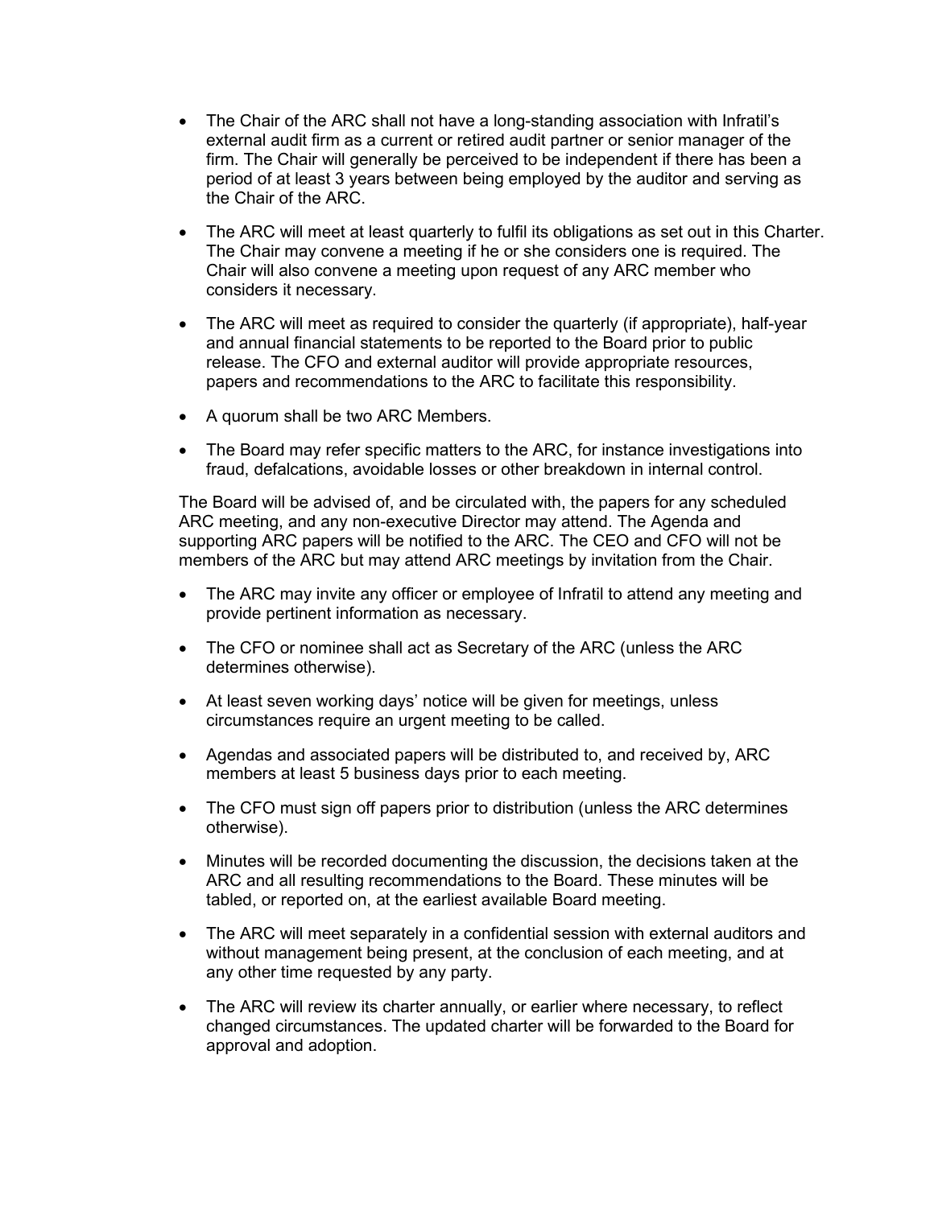- The Chair of the ARC shall not have a long-standing association with Infratil's external audit firm as a current or retired audit partner or senior manager of the firm. The Chair will generally be perceived to be independent if there has been a period of at least 3 years between being employed by the auditor and serving as the Chair of the ARC.
- The ARC will meet at least quarterly to fulfil its obligations as set out in this Charter. The Chair may convene a meeting if he or she considers one is required. The Chair will also convene a meeting upon request of any ARC member who considers it necessary.
- The ARC will meet as required to consider the quarterly (if appropriate), half-year and annual financial statements to be reported to the Board prior to public release. The CFO and external auditor will provide appropriate resources, papers and recommendations to the ARC to facilitate this responsibility.
- A quorum shall be two ARC Members.
- The Board may refer specific matters to the ARC, for instance investigations into fraud, defalcations, avoidable losses or other breakdown in internal control.

The Board will be advised of, and be circulated with, the papers for any scheduled ARC meeting, and any non-executive Director may attend. The Agenda and supporting ARC papers will be notified to the ARC. The CEO and CFO will not be members of the ARC but may attend ARC meetings by invitation from the Chair.

- The ARC may invite any officer or employee of Infratil to attend any meeting and provide pertinent information as necessary.
- The CFO or nominee shall act as Secretary of the ARC (unless the ARC determines otherwise).
- At least seven working days' notice will be given for meetings, unless circumstances require an urgent meeting to be called.
- Agendas and associated papers will be distributed to, and received by, ARC members at least 5 business days prior to each meeting.
- The CFO must sign off papers prior to distribution (unless the ARC determines otherwise).
- Minutes will be recorded documenting the discussion, the decisions taken at the ARC and all resulting recommendations to the Board. These minutes will be tabled, or reported on, at the earliest available Board meeting.
- The ARC will meet separately in a confidential session with external auditors and without management being present, at the conclusion of each meeting, and at any other time requested by any party.
- The ARC will review its charter annually, or earlier where necessary, to reflect changed circumstances. The updated charter will be forwarded to the Board for approval and adoption.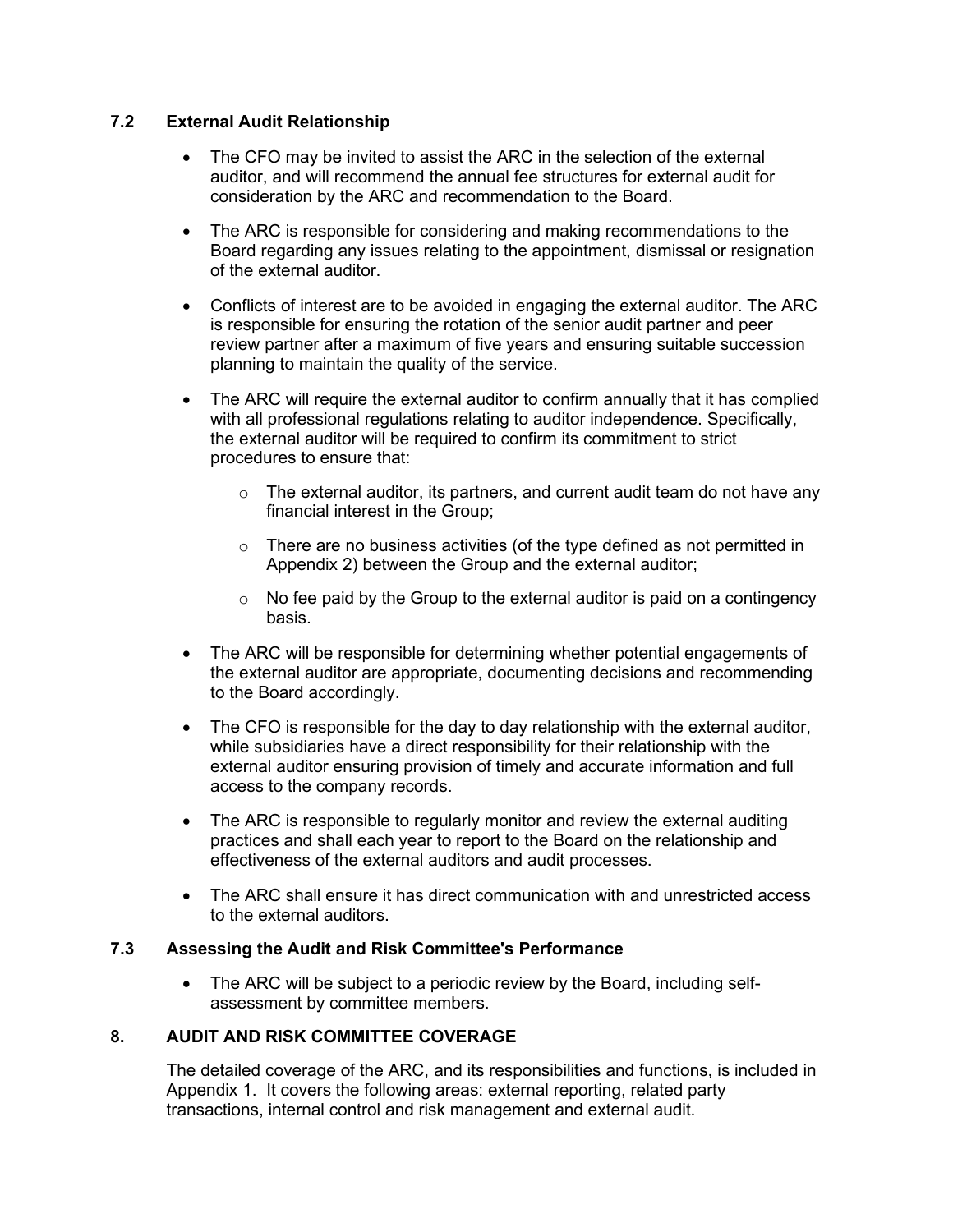### 7.2 External Audit Relationship

- The CFO may be invited to assist the ARC in the selection of the external auditor, and will recommend the annual fee structures for external audit for consideration by the ARC and recommendation to the Board.
- The ARC is responsible for considering and making recommendations to the Board regarding any issues relating to the appointment, dismissal or resignation of the external auditor.
- Conflicts of interest are to be avoided in engaging the external auditor. The ARC is responsible for ensuring the rotation of the senior audit partner and peer review partner after a maximum of five years and ensuring suitable succession planning to maintain the quality of the service.
- The ARC will require the external auditor to confirm annually that it has complied with all professional regulations relating to auditor independence. Specifically, the external auditor will be required to confirm its commitment to strict procedures to ensure that:
    - The external auditor, its partners, and current audit team do not have any financial interest in the Group;
    - There are no business activities (of the type defined as not permitted in Appendix 2) between the Group and the external auditor;
    - No fee paid by the Group to the external auditor is paid on a contingency basis.
- The ARC will be responsible for determining whether potential engagements of the external auditor are appropriate, documenting decisions and recommending to the Board accordingly.
- The CFO is responsible for the day to day relationship with the external auditor, while subsidiaries have a direct responsibility for their relationship with the external auditor ensuring provision of timely and accurate information and full access to the company records.
- The ARC is responsible to regularly monitor and review the external auditing practices and shall each year to report to the Board on the relationship and effectiveness of the external auditors and audit processes.
- The ARC shall ensure it has direct communication with and unrestricted access to the external auditors.

### 7.3 Assessing the Audit and Risk Committee's Performance

- The ARC will be subject to a periodic review by the Board, including self-assessment by committee members.

## 8. AUDIT AND RISK COMMITTEE COVERAGE

The detailed coverage of the ARC, and its responsibilities and functions, is included in Appendix 1. It covers the following areas: external reporting, related party transactions, internal control and risk management and external audit.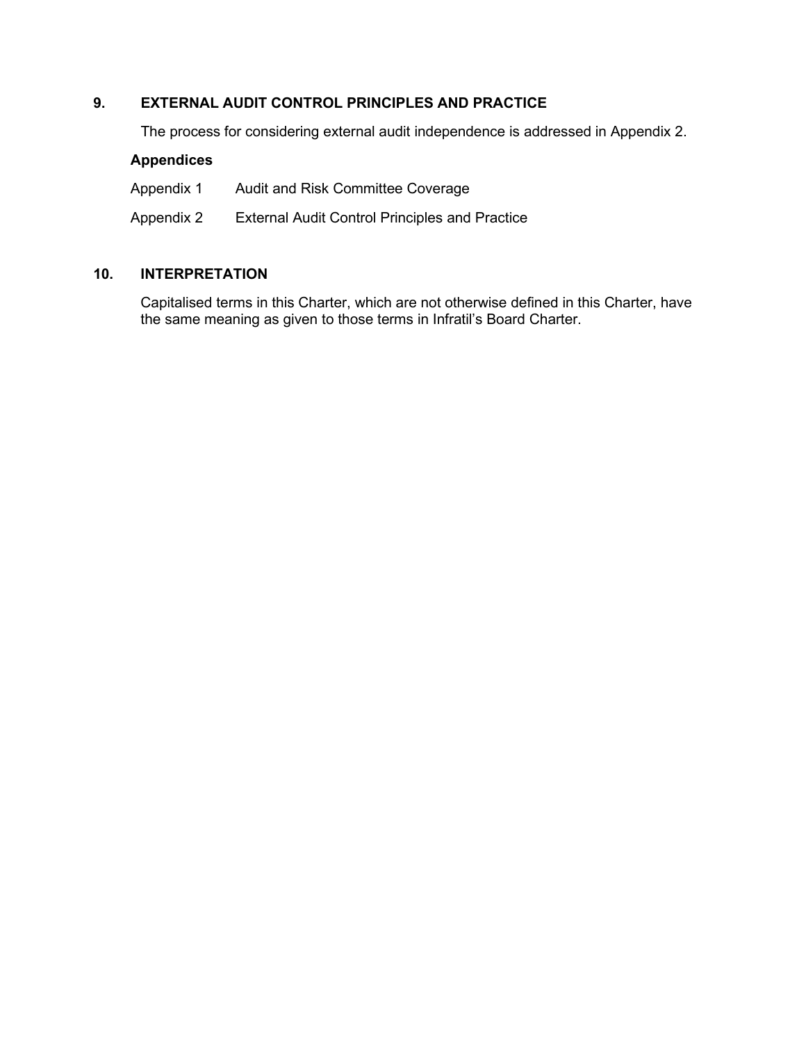## 9. EXTERNAL AUDIT CONTROL PRINCIPLES AND PRACTICE

The process for considering external audit independence is addressed in Appendix 2.

**Appendices**

| | |
|---|---|
| Appendix 1 | Audit and Risk Committee Coverage |
| Appendix 2 | External Audit Control Principles and Practice |

## 10. INTERPRETATION

Capitalised terms in this Charter, which are not otherwise defined in this Charter, have the same meaning as given to those terms in Infratil's Board Charter.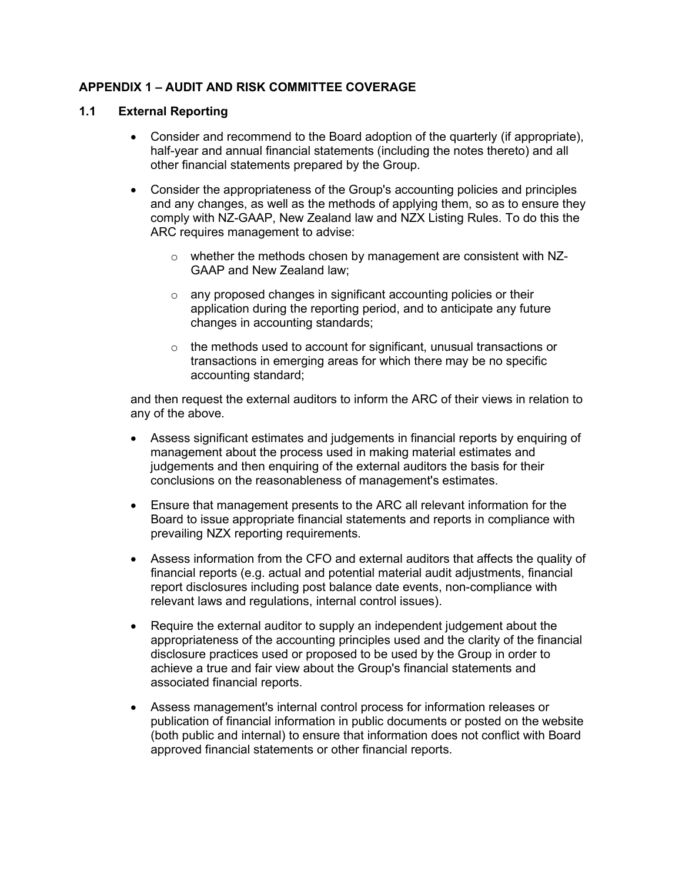## APPENDIX 1 – AUDIT AND RISK COMMITTEE COVERAGE

### 1.1 External Reporting

- Consider and recommend to the Board adoption of the quarterly (if appropriate), half-year and annual financial statements (including the notes thereto) and all other financial statements prepared by the Group.
- Consider the appropriateness of the Group's accounting policies and principles and any changes, as well as the methods of applying them, so as to ensure they comply with NZ-GAAP, New Zealand law and NZX Listing Rules. To do this the ARC requires management to advise:
  - whether the methods chosen by management are consistent with NZ-GAAP and New Zealand law;
  - any proposed changes in significant accounting policies or their application during the reporting period, and to anticipate any future changes in accounting standards;
  - the methods used to account for significant, unusual transactions or transactions in emerging areas for which there may be no specific accounting standard;

  and then request the external auditors to inform the ARC of their views in relation to any of the above.

- Assess significant estimates and judgements in financial reports by enquiring of management about the process used in making material estimates and judgements and then enquiring of the external auditors the basis for their conclusions on the reasonableness of management's estimates.
- Ensure that management presents to the ARC all relevant information for the Board to issue appropriate financial statements and reports in compliance with prevailing NZX reporting requirements.
- Assess information from the CFO and external auditors that affects the quality of financial reports (e.g. actual and potential material audit adjustments, financial report disclosures including post balance date events, non-compliance with relevant laws and regulations, internal control issues).
- Require the external auditor to supply an independent judgement about the appropriateness of the accounting principles used and the clarity of the financial disclosure practices used or proposed to be used by the Group in order to achieve a true and fair view about the Group's financial statements and associated financial reports.
- Assess management's internal control process for information releases or publication of financial information in public documents or posted on the website (both public and internal) to ensure that information does not conflict with Board approved financial statements or other financial reports.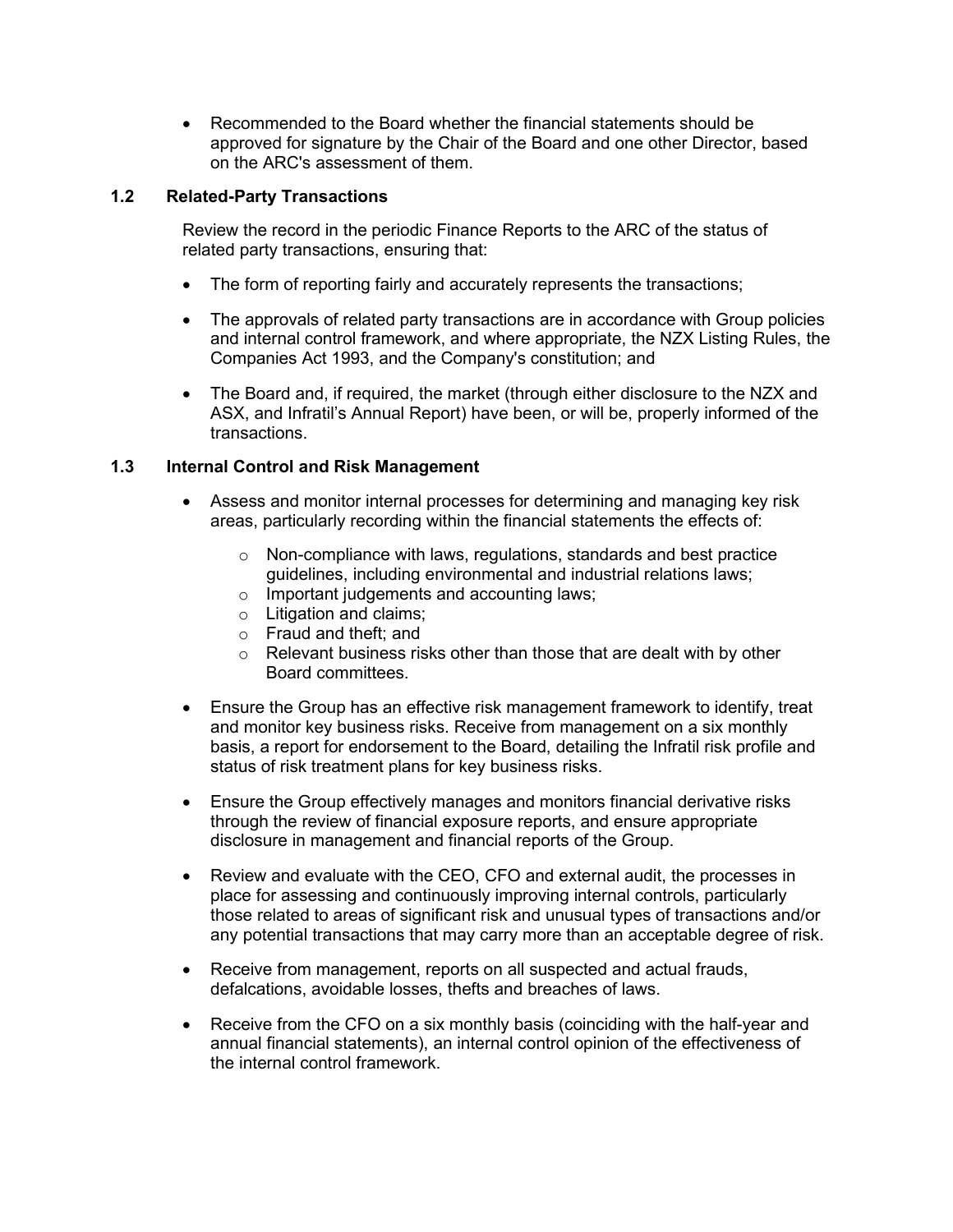- Recommended to the Board whether the financial statements should be approved for signature by the Chair of the Board and one other Director, based on the ARC's assessment of them.

### 1.2 Related-Party Transactions

Review the record in the periodic Finance Reports to the ARC of the status of related party transactions, ensuring that:

- The form of reporting fairly and accurately represents the transactions;
- The approvals of related party transactions are in accordance with Group policies and internal control framework, and where appropriate, the NZX Listing Rules, the Companies Act 1993, and the Company's constitution; and
- The Board and, if required, the market (through either disclosure to the NZX and ASX, and Infratil's Annual Report) have been, or will be, properly informed of the transactions.

### 1.3 Internal Control and Risk Management

- Assess and monitor internal processes for determining and managing key risk areas, particularly recording within the financial statements the effects of:
  - Non-compliance with laws, regulations, standards and best practice guidelines, including environmental and industrial relations laws;
  - Important judgements and accounting laws;
  - Litigation and claims;
  - Fraud and theft; and
  - Relevant business risks other than those that are dealt with by other Board committees.
- Ensure the Group has an effective risk management framework to identify, treat and monitor key business risks. Receive from management on a six monthly basis, a report for endorsement to the Board, detailing the Infratil risk profile and status of risk treatment plans for key business risks.
- Ensure the Group effectively manages and monitors financial derivative risks through the review of financial exposure reports, and ensure appropriate disclosure in management and financial reports of the Group.
- Review and evaluate with the CEO, CFO and external audit, the processes in place for assessing and continuously improving internal controls, particularly those related to areas of significant risk and unusual types of transactions and/or any potential transactions that may carry more than an acceptable degree of risk.
- Receive from management, reports on all suspected and actual frauds, defalcations, avoidable losses, thefts and breaches of laws.
- Receive from the CFO on a six monthly basis (coinciding with the half-year and annual financial statements), an internal control opinion of the effectiveness of the internal control framework.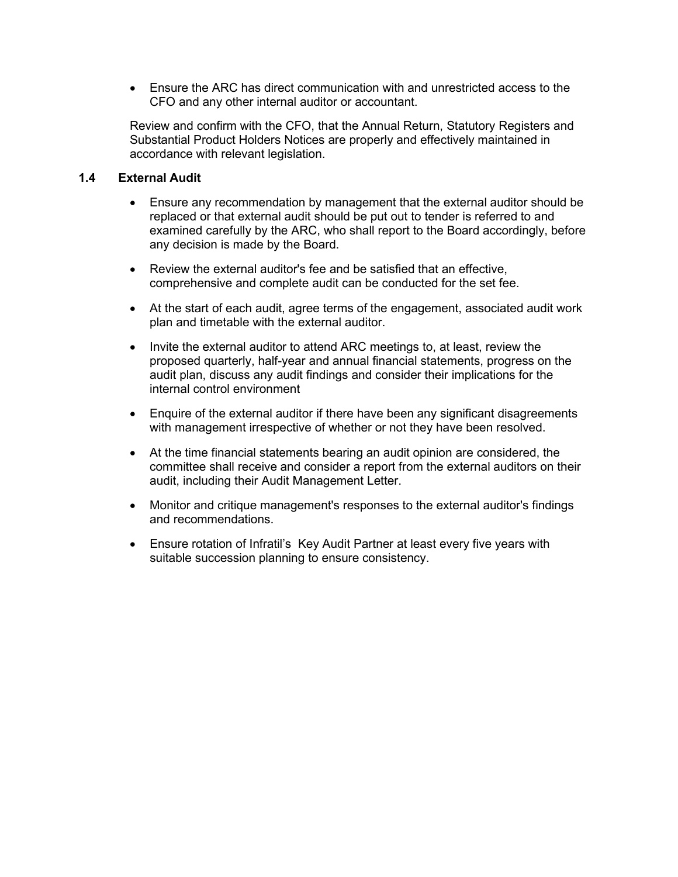- Ensure the ARC has direct communication with and unrestricted access to the CFO and any other internal auditor or accountant.

Review and confirm with the CFO, that the Annual Return, Statutory Registers and Substantial Product Holders Notices are properly and effectively maintained in accordance with relevant legislation.

### 1.4 External Audit

- Ensure any recommendation by management that the external auditor should be replaced or that external audit should be put out to tender is referred to and examined carefully by the ARC, who shall report to the Board accordingly, before any decision is made by the Board.
- Review the external auditor's fee and be satisfied that an effective, comprehensive and complete audit can be conducted for the set fee.
- At the start of each audit, agree terms of the engagement, associated audit work plan and timetable with the external auditor.
- Invite the external auditor to attend ARC meetings to, at least, review the proposed quarterly, half-year and annual financial statements, progress on the audit plan, discuss any audit findings and consider their implications for the internal control environment
- Enquire of the external auditor if there have been any significant disagreements with management irrespective of whether or not they have been resolved.
- At the time financial statements bearing an audit opinion are considered, the committee shall receive and consider a report from the external auditors on their audit, including their Audit Management Letter.
- Monitor and critique management's responses to the external auditor's findings and recommendations.
- Ensure rotation of Infratil's Key Audit Partner at least every five years with suitable succession planning to ensure consistency.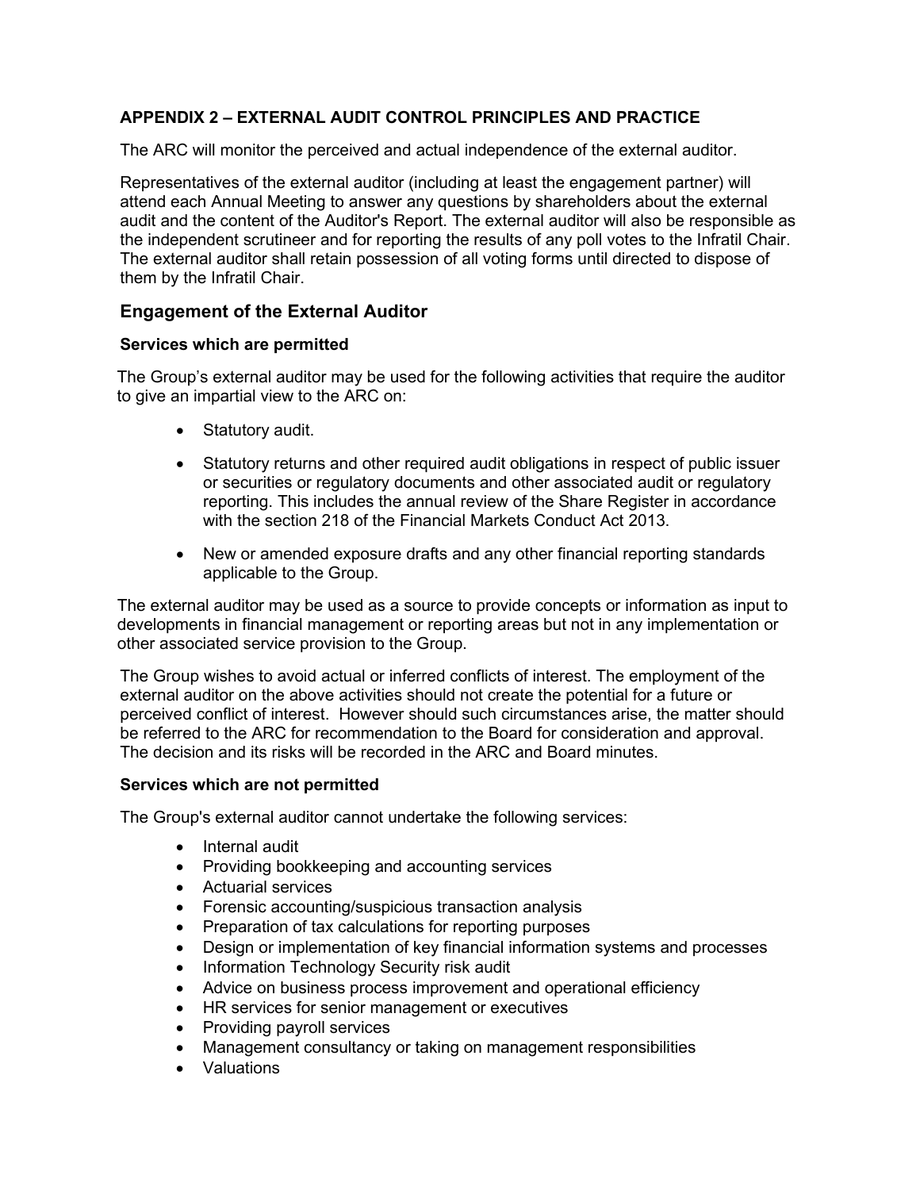## APPENDIX 2 – EXTERNAL AUDIT CONTROL PRINCIPLES AND PRACTICE

The ARC will monitor the perceived and actual independence of the external auditor.

Representatives of the external auditor (including at least the engagement partner) will attend each Annual Meeting to answer any questions by shareholders about the external audit and the content of the Auditor's Report. The external auditor will also be responsible as the independent scrutineer and for reporting the results of any poll votes to the Infratil Chair. The external auditor shall retain possession of all voting forms until directed to dispose of them by the Infratil Chair.

### Engagement of the External Auditor

#### Services which are permitted

The Group's external auditor may be used for the following activities that require the auditor to give an impartial view to the ARC on:

- Statutory audit.
- Statutory returns and other required audit obligations in respect of public issuer or securities or regulatory documents and other associated audit or regulatory reporting. This includes the annual review of the Share Register in accordance with the section 218 of the Financial Markets Conduct Act 2013.
- New or amended exposure drafts and any other financial reporting standards applicable to the Group.

The external auditor may be used as a source to provide concepts or information as input to developments in financial management or reporting areas but not in any implementation or other associated service provision to the Group.

The Group wishes to avoid actual or inferred conflicts of interest. The employment of the external auditor on the above activities should not create the potential for a future or perceived conflict of interest. However should such circumstances arise, the matter should be referred to the ARC for recommendation to the Board for consideration and approval. The decision and its risks will be recorded in the ARC and Board minutes.

#### Services which are not permitted

The Group's external auditor cannot undertake the following services:

- Internal audit
- Providing bookkeeping and accounting services
- Actuarial services
- Forensic accounting/suspicious transaction analysis
- Preparation of tax calculations for reporting purposes
- Design or implementation of key financial information systems and processes
- Information Technology Security risk audit
- Advice on business process improvement and operational efficiency
- HR services for senior management or executives
- Providing payroll services
- Management consultancy or taking on management responsibilities
- Valuations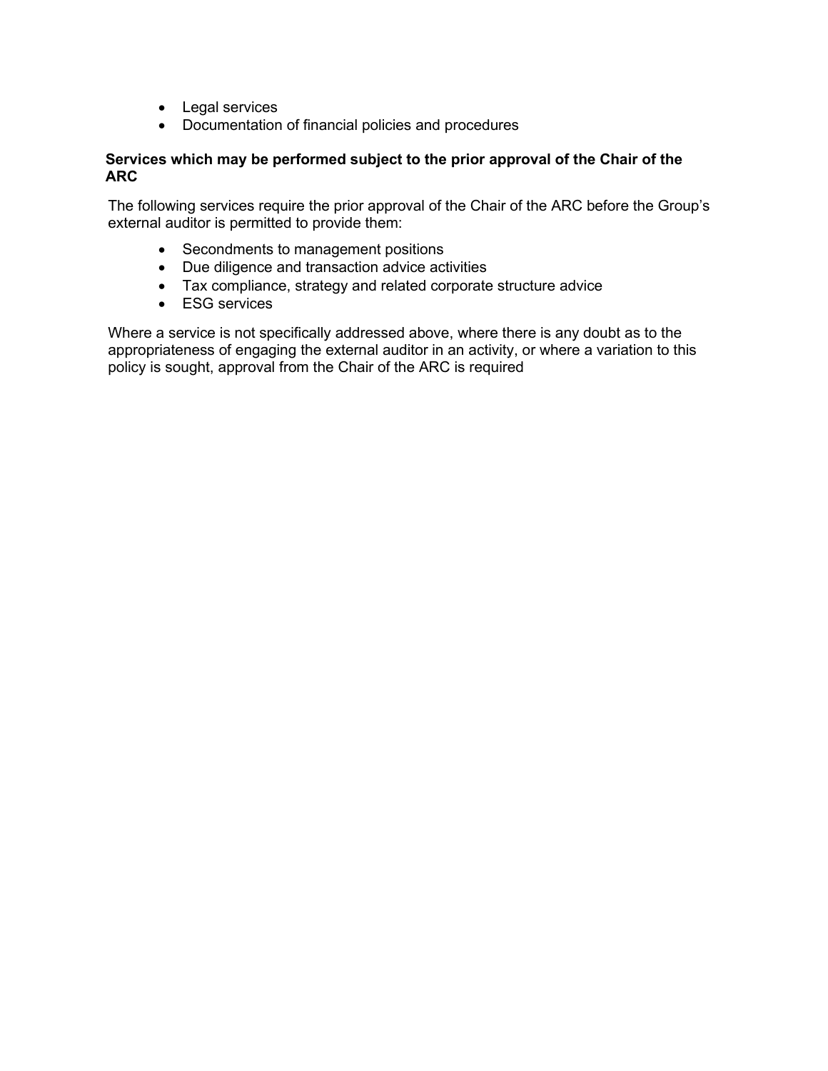- Legal services
- Documentation of financial policies and procedures

**Services which may be performed subject to the prior approval of the Chair of the ARC**

The following services require the prior approval of the Chair of the ARC before the Group's external auditor is permitted to provide them:

- Secondments to management positions
- Due diligence and transaction advice activities
- Tax compliance, strategy and related corporate structure advice
- ESG services

Where a service is not specifically addressed above, where there is any doubt as to the appropriateness of engaging the external auditor in an activity, or where a variation to this policy is sought, approval from the Chair of the ARC is required